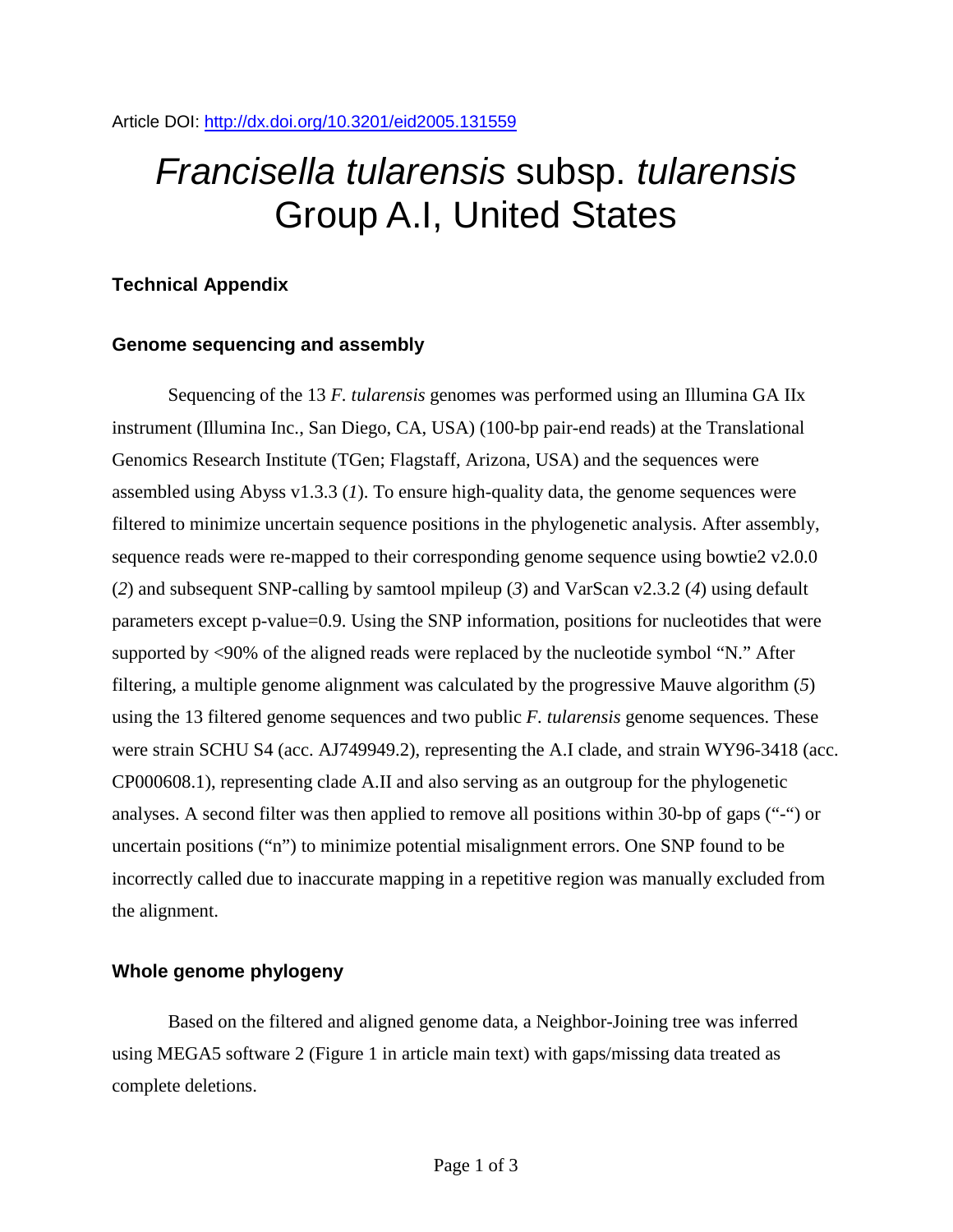Article DOI: http://dx.doi.org/10.3201/eid2005.131559

# *Francisella tularensis* subsp. *tularensis* Group A.I, United States

## Technical Appendix

### Genome sequencing and assembly

Sequencing of the 13 *F. tularensis* genomes was performed using an Illumina GA IIx instrument (Illumina Inc., San Diego, CA, USA) (100-bp pair-end reads) at the Translational Genomics Research Institute (TGen; Flagstaff, Arizona, USA) and the sequences were assembled using Abyss v1.3.3 (*1*). To ensure high-quality data, the genome sequences were filtered to minimize uncertain sequence positions in the phylogenetic analysis. After assembly, sequence reads were re-mapped to their corresponding genome sequence using bowtie2 v2.0.0 (*2*) and subsequent SNP-calling by samtool mpileup (*3*) and VarScan v2.3.2 (*4*) using default parameters except p-value=0.9. Using the SNP information, positions for nucleotides that were supported by <90% of the aligned reads were replaced by the nucleotide symbol "N." After filtering, a multiple genome alignment was calculated by the progressive Mauve algorithm (*5*) using the 13 filtered genome sequences and two public *F. tularensis* genome sequences. These were strain SCHU S4 (acc. AJ749949.2), representing the A.I clade, and strain WY96-3418 (acc. CP000608.1), representing clade A.II and also serving as an outgroup for the phylogenetic analyses. A second filter was then applied to remove all positions within 30-bp of gaps ("-") or uncertain positions ("n") to minimize potential misalignment errors. One SNP found to be incorrectly called due to inaccurate mapping in a repetitive region was manually excluded from the alignment.

### Whole genome phylogeny

Based on the filtered and aligned genome data, a Neighbor-Joining tree was inferred using MEGA5 software 2 (Figure 1 in article main text) with gaps/missing data treated as complete deletions.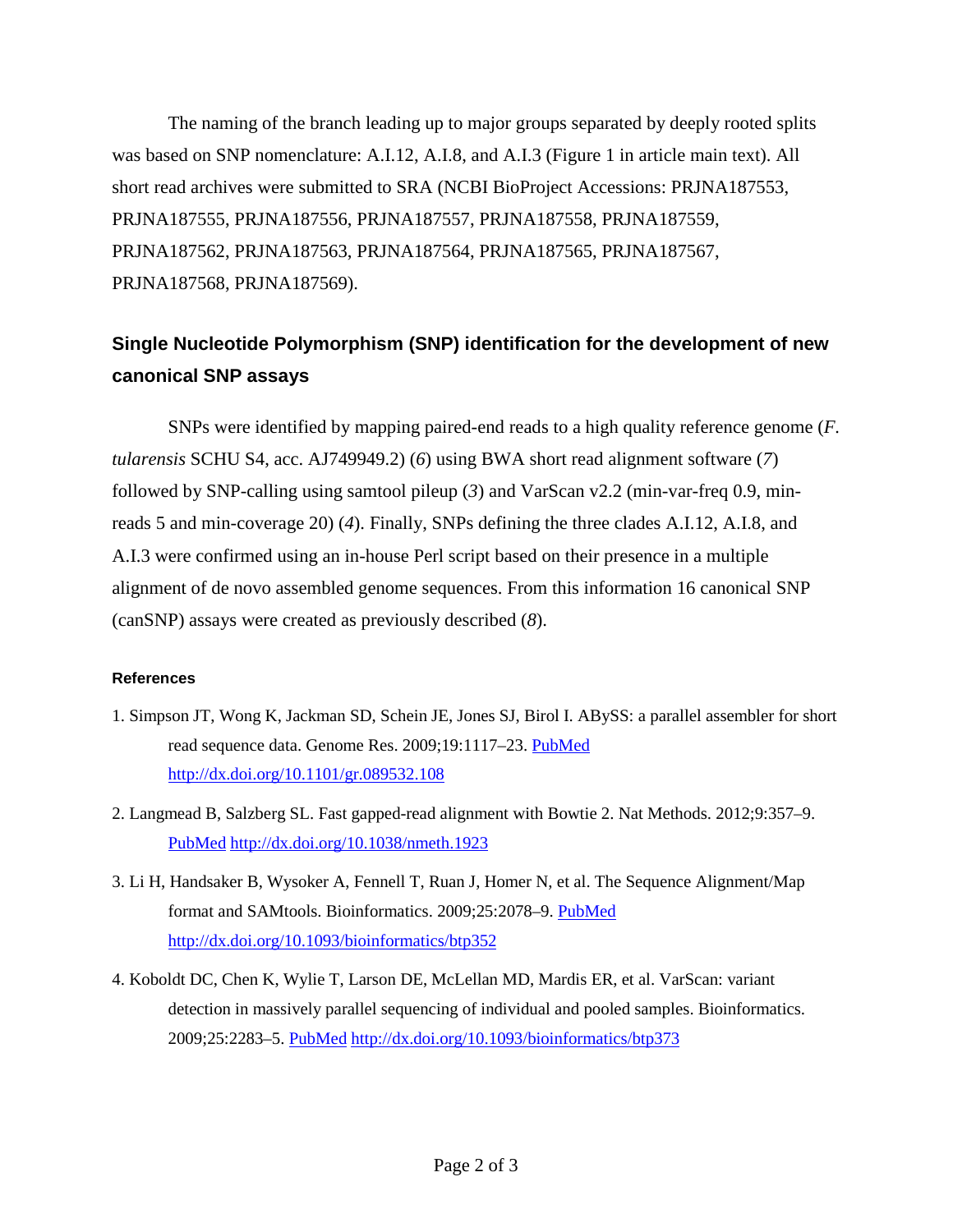The naming of the branch leading up to major groups separated by deeply rooted splits was based on SNP nomenclature: A.I.12, A.I.8, and A.I.3 (Figure 1 in article main text). All short read archives were submitted to SRA (NCBI BioProject Accessions: PRJNA187553, PRJNA187555, PRJNA187556, PRJNA187557, PRJNA187558, PRJNA187559, PRJNA187562, PRJNA187563, PRJNA187564, PRJNA187565, PRJNA187567, PRJNA187568, PRJNA187569).

## Single Nucleotide Polymorphism (SNP) identification for the development of new canonical SNP assays

SNPs were identified by mapping paired-end reads to a high quality reference genome (*F. tularensis* SCHU S4, acc. AJ749949.2) (*6*) using BWA short read alignment software (*7*) followed by SNP-calling using samtool pileup (*3*) and VarScan v2.2 (min-var-freq 0.9, min-reads 5 and min-coverage 20) (*4*). Finally, SNPs defining the three clades A.I.12, A.I.8, and A.I.3 were confirmed using an in-house Perl script based on their presence in a multiple alignment of de novo assembled genome sequences. From this information 16 canonical SNP (canSNP) assays were created as previously described (*8*).

#### References

1. Simpson JT, Wong K, Jackman SD, Schein JE, Jones SJ, Birol I. ABySS: a parallel assembler for short read sequence data. Genome Res. 2009;19:1117–23. PubMed http://dx.doi.org/10.1101/gr.089532.108

2. Langmead B, Salzberg SL. Fast gapped-read alignment with Bowtie 2. Nat Methods. 2012;9:357–9. PubMed http://dx.doi.org/10.1038/nmeth.1923

3. Li H, Handsaker B, Wysoker A, Fennell T, Ruan J, Homer N, et al. The Sequence Alignment/Map format and SAMtools. Bioinformatics. 2009;25:2078–9. PubMed http://dx.doi.org/10.1093/bioinformatics/btp352

4. Koboldt DC, Chen K, Wylie T, Larson DE, McLellan MD, Mardis ER, et al. VarScan: variant detection in massively parallel sequencing of individual and pooled samples. Bioinformatics. 2009;25:2283–5. PubMed http://dx.doi.org/10.1093/bioinformatics/btp373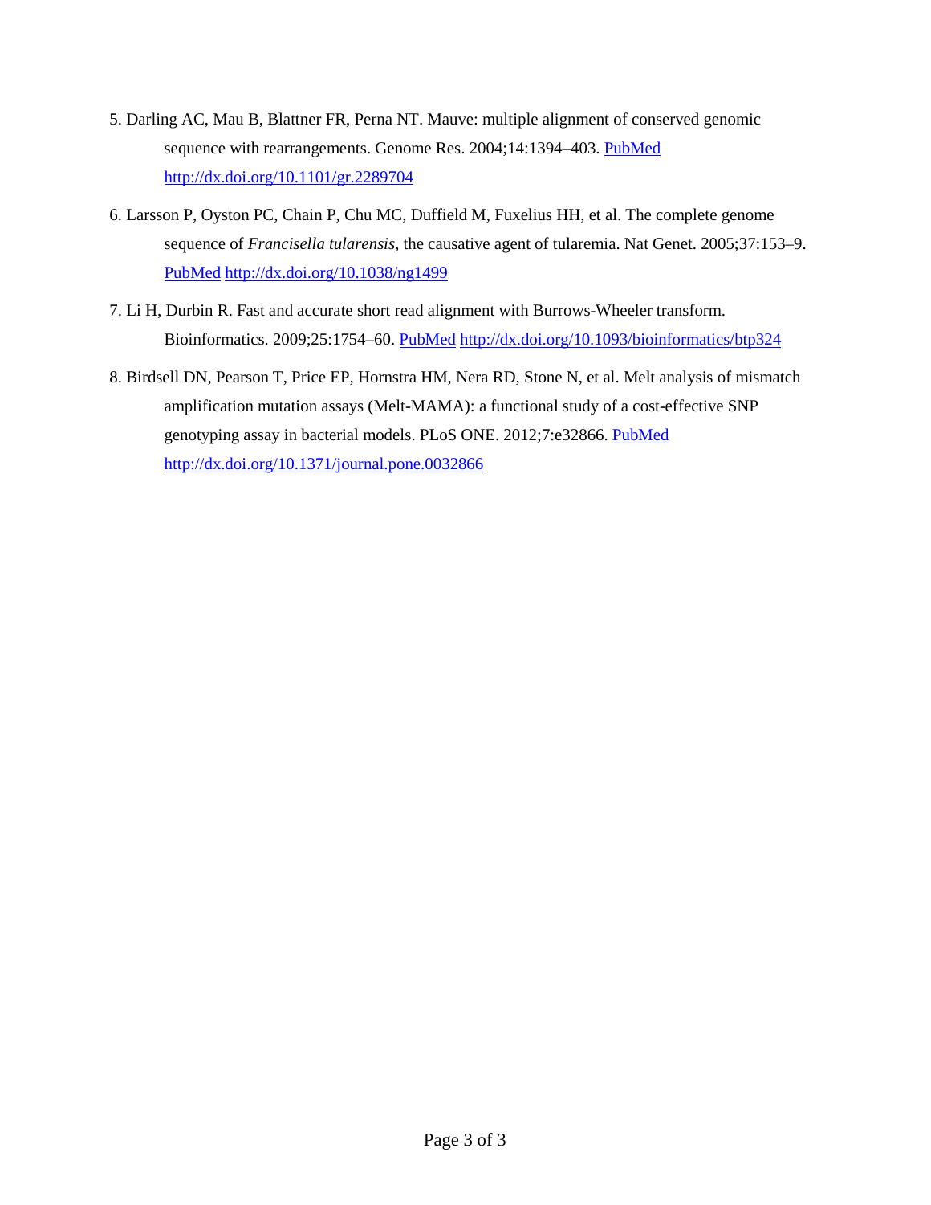5. Darling AC, Mau B, Blattner FR, Perna NT. Mauve: multiple alignment of conserved genomic sequence with rearrangements. Genome Res. 2004;14:1394–403. PubMed http://dx.doi.org/10.1101/gr.2289704

6. Larsson P, Oyston PC, Chain P, Chu MC, Duffield M, Fuxelius HH, et al. The complete genome sequence of *Francisella tularensis*, the causative agent of tularemia. Nat Genet. 2005;37:153–9. PubMed http://dx.doi.org/10.1038/ng1499

7. Li H, Durbin R. Fast and accurate short read alignment with Burrows-Wheeler transform. Bioinformatics. 2009;25:1754–60. PubMed http://dx.doi.org/10.1093/bioinformatics/btp324

8. Birdsell DN, Pearson T, Price EP, Hornstra HM, Nera RD, Stone N, et al. Melt analysis of mismatch amplification mutation assays (Melt-MAMA): a functional study of a cost-effective SNP genotyping assay in bacterial models. PLoS ONE. 2012;7:e32866. PubMed http://dx.doi.org/10.1371/journal.pone.0032866